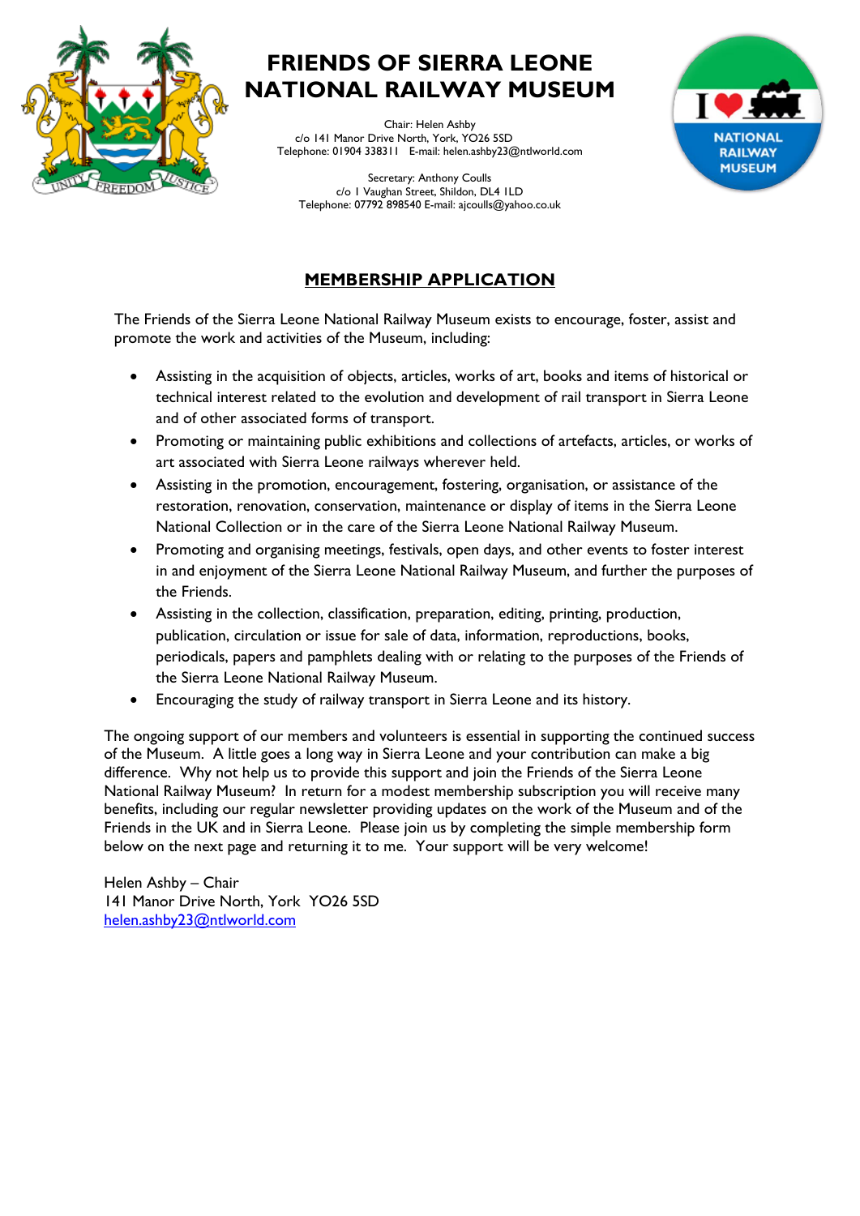# FRIENDS OF SIERRA LEONE NATIONAL RAILWAY MUSEUM

Chair: Helen Ashby
c/o 141 Manor Drive North, York, YO26 5SD
Telephone: 01904 338311 E-mail: helen.ashby23@ntlworld.com

Secretary: Anthony Coulls
c/o 1 Vaughan Street, Shildon, DL4 1LD
Telephone: 07792 898540 E-mail: ajcoulls@yahoo.co.uk

## MEMBERSHIP APPLICATION

The Friends of the Sierra Leone National Railway Museum exists to encourage, foster, assist and promote the work and activities of the Museum, including:

- Assisting in the acquisition of objects, articles, works of art, books and items of historical or technical interest related to the evolution and development of rail transport in Sierra Leone and of other associated forms of transport.
- Promoting or maintaining public exhibitions and collections of artefacts, articles, or works of art associated with Sierra Leone railways wherever held.
- Assisting in the promotion, encouragement, fostering, organisation, or assistance of the restoration, renovation, conservation, maintenance or display of items in the Sierra Leone National Collection or in the care of the Sierra Leone National Railway Museum.
- Promoting and organising meetings, festivals, open days, and other events to foster interest in and enjoyment of the Sierra Leone National Railway Museum, and further the purposes of the Friends.
- Assisting in the collection, classification, preparation, editing, printing, production, publication, circulation or issue for sale of data, information, reproductions, books, periodicals, papers and pamphlets dealing with or relating to the purposes of the Friends of the Sierra Leone National Railway Museum.
- Encouraging the study of railway transport in Sierra Leone and its history.

The ongoing support of our members and volunteers is essential in supporting the continued success of the Museum. A little goes a long way in Sierra Leone and your contribution can make a big difference. Why not help us to provide this support and join the Friends of the Sierra Leone National Railway Museum? In return for a modest membership subscription you will receive many benefits, including our regular newsletter providing updates on the work of the Museum and of the Friends in the UK and in Sierra Leone. Please join us by completing the simple membership form below on the next page and returning it to me. Your support will be very welcome!

Helen Ashby – Chair
141 Manor Drive North, York YO26 5SD
helen.ashby23@ntlworld.com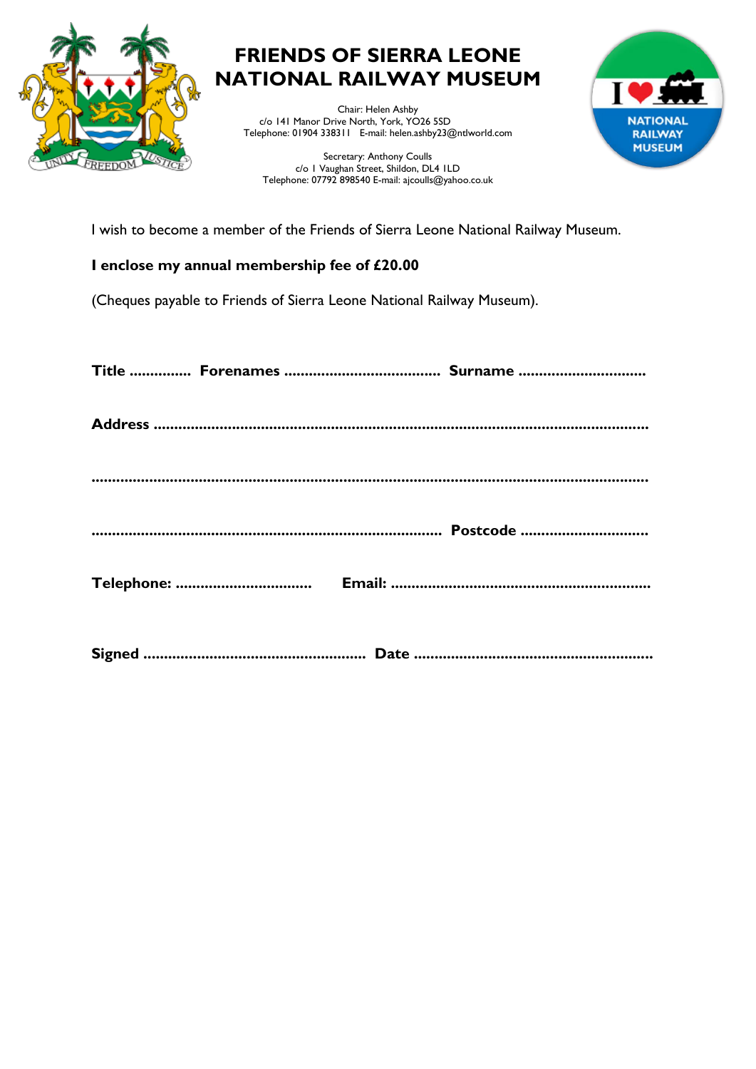# FRIENDS OF SIERRA LEONE NATIONAL RAILWAY MUSEUM

Chair: Helen Ashby
c/o 141 Manor Drive North, York, YO26 5SD
Telephone: 01904 338311 E-mail: helen.ashby23@ntlworld.com

Secretary: Anthony Coulls
c/o 1 Vaughan Street, Shildon, DL4 1LD
Telephone: 07792 898540 E-mail: ajcoulls@yahoo.co.uk

I wish to become a member of the Friends of Sierra Leone National Railway Museum.

**I enclose my annual membership fee of £20.00**

(Cheques payable to Friends of Sierra Leone National Railway Museum).

**Title** .............. **Forenames** .................................... **Surname** ..............................

**Address** .........................................................................................................................

...................................................................................................................................

.................................................................................... **Postcode** ..............................

**Telephone:** ................................ **Email:** .............................................................

**Signed** .................................................... **Date** ........................................................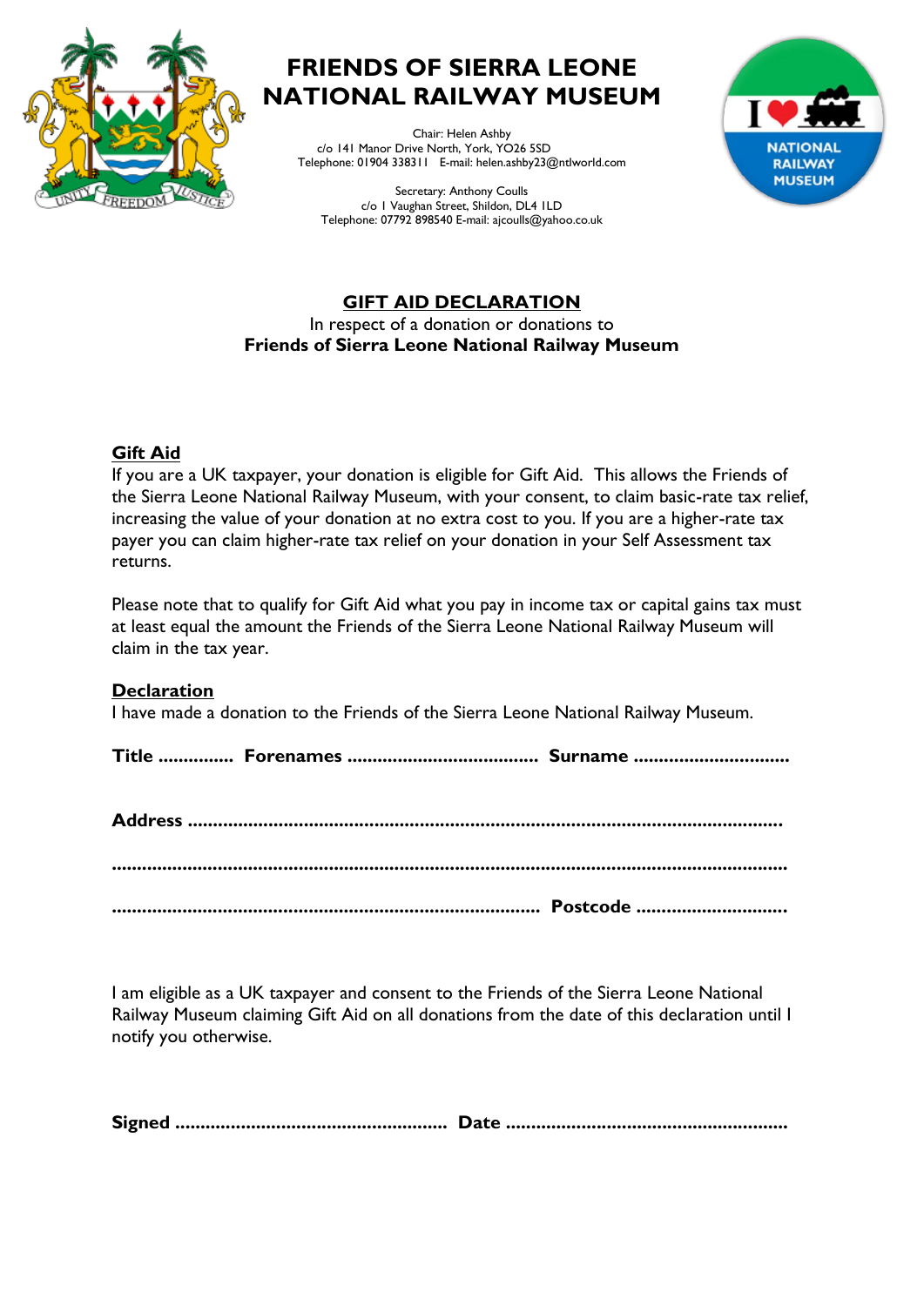# FRIENDS OF SIERRA LEONE NATIONAL RAILWAY MUSEUM

Chair: Helen Ashby
c/o 141 Manor Drive North, York, YO26 5SD
Telephone: 01904 338311 E-mail: helen.ashby23@ntlworld.com

Secretary: Anthony Coulls
c/o 1 Vaughan Street, Shildon, DL4 1LD
Telephone: 07792 898540 E-mail: ajcoulls@yahoo.co.uk

## GIFT AID DECLARATION

In respect of a donation or donations to
**Friends of Sierra Leone National Railway Museum**

### Gift Aid

If you are a UK taxpayer, your donation is eligible for Gift Aid. This allows the Friends of the Sierra Leone National Railway Museum, with your consent, to claim basic-rate tax relief, increasing the value of your donation at no extra cost to you. If you are a higher-rate tax payer you can claim higher-rate tax relief on your donation in your Self Assessment tax returns.

Please note that to qualify for Gift Aid what you pay in income tax or capital gains tax must at least equal the amount the Friends of the Sierra Leone National Railway Museum will claim in the tax year.

### Declaration

I have made a donation to the Friends of the Sierra Leone National Railway Museum.

**Title** .............. **Forenames** ..................................... **Surname** ..............................

**Address** ....................................................................................................................

......................................................................................................................................

................................................................................... **Postcode** .............................

I am eligible as a UK taxpayer and consent to the Friends of the Sierra Leone National Railway Museum claiming Gift Aid on all donations from the date of this declaration until I notify you otherwise.

**Signed** .................................................... **Date** .....................................................